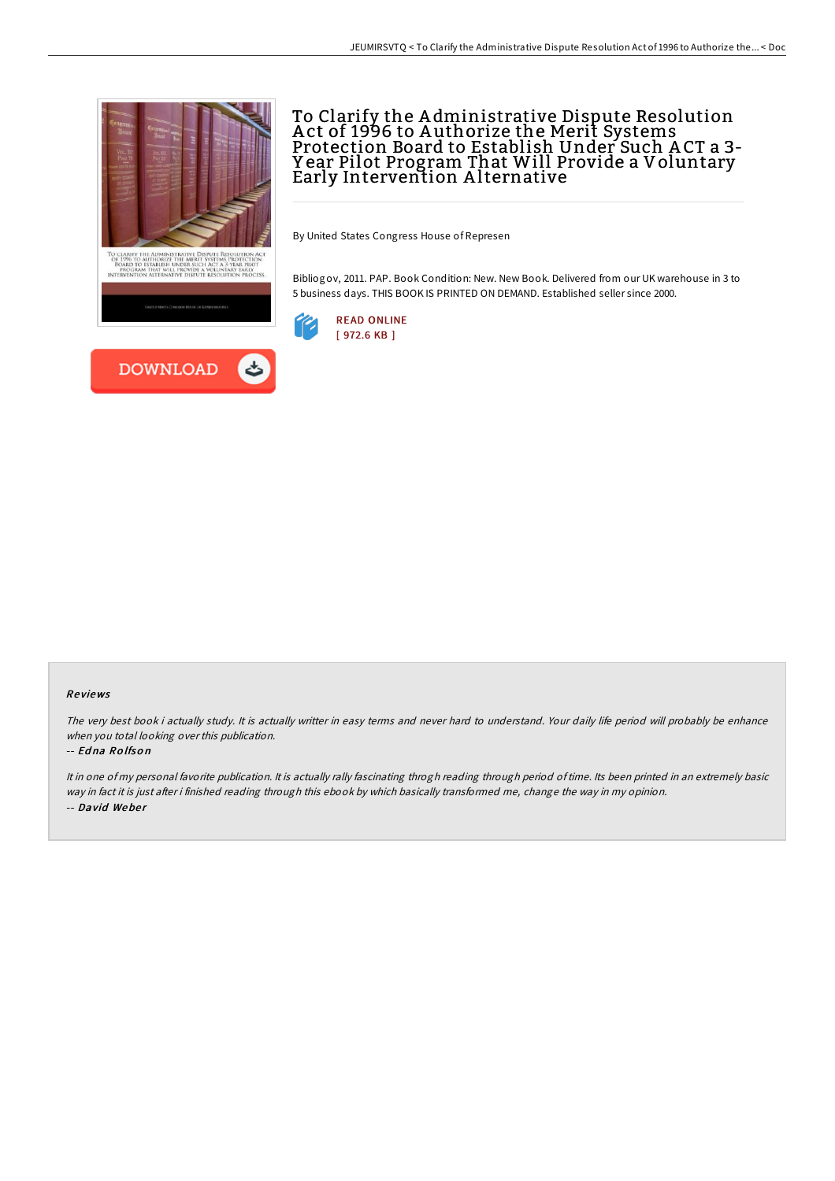# To Clarify the Administrative Dispute Resolution Act of 1996 to Authorize the Merit Systems Protection Board to Establish Under Such ACT a 3-Year Pilot Program That Will Provide a Voluntary Early Intervention Alternative

By United States Congress House of Represen

Bibliogov, 2011. PAP. Book Condition: New. New Book. Delivered from our UK warehouse in 3 to 5 business days. THIS BOOK IS PRINTED ON DEMAND. Established seller since 2000.

READ ONLINE
[ 972.6 KB ]

DOWNLOAD

### Reviews

*The very best book i actually study. It is actually writter in easy terms and never hard to understand. Your daily life period will probably be enhance when you total looking over this publication.*

-- *Edna Rolfson*

*It in one of my personal favorite publication. It is actually rally fascinating throgh reading through period of time. Its been printed in an extremely basic way in fact it is just after i finished reading through this ebook by which basically transformed me, change the way in my opinion.*

-- *David Weber*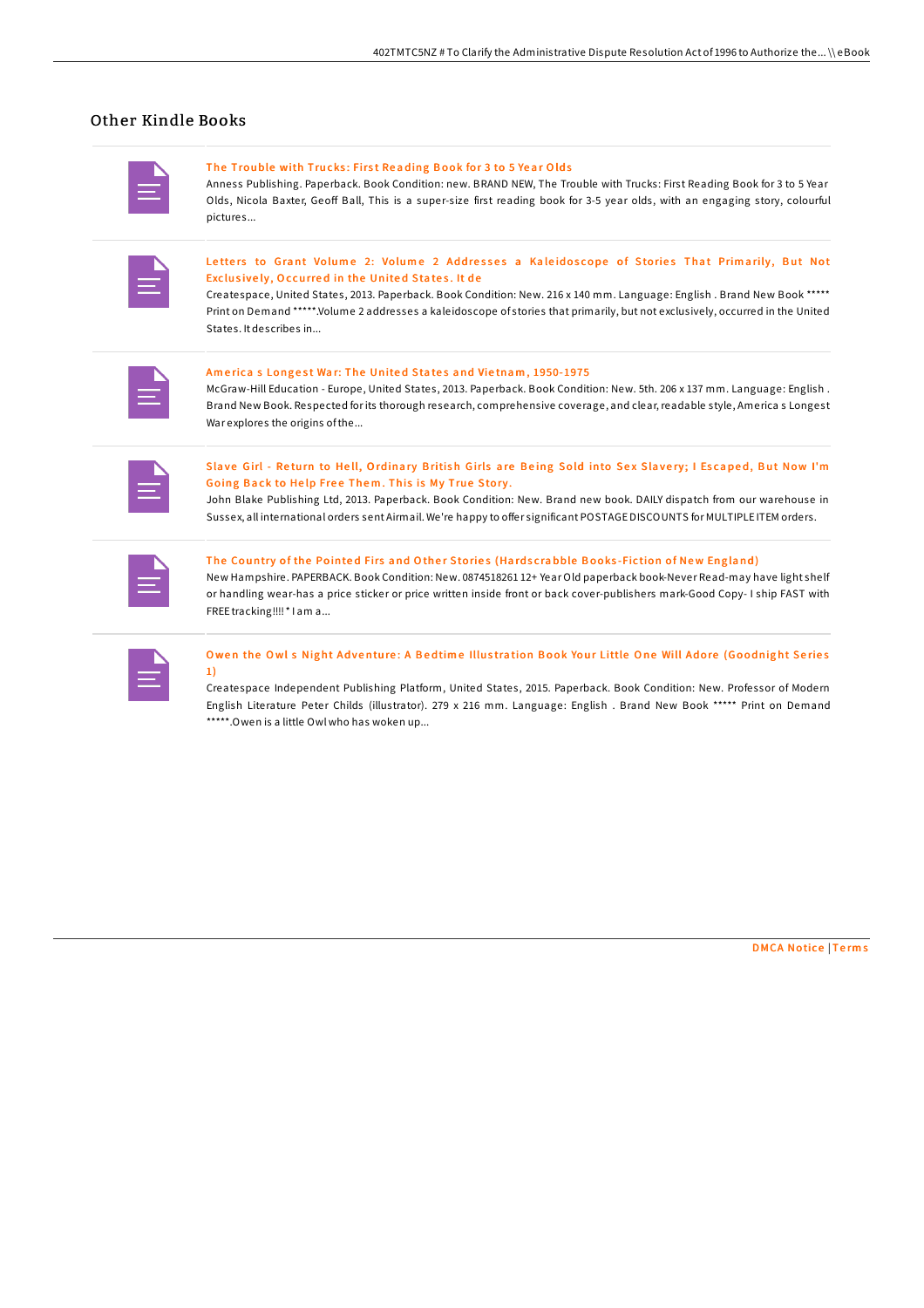## Other Kindle Books

### The Trouble with Trucks: First Reading Book for 3 to 5 Year Olds

Anness Publishing. Paperback. Book Condition: new. BRAND NEW, The Trouble with Trucks: First Reading Book for 3 to 5 Year Olds, Nicola Baxter, Geoff Ball, This is a super-size first reading book for 3-5 year olds, with an engaging story, colourful pictures...

### Letters to Grant Volume 2: Volume 2 Addresses a Kaleidoscope of Stories That Primarily, But Not Exclusively, Occurred in the United States. It de

Createspace, United States, 2013. Paperback. Book Condition: New. 216 x 140 mm. Language: English . Brand New Book ***** Print on Demand *****.Volume 2 addresses a kaleidoscope of stories that primarily, but not exclusively, occurred in the United States. It describes in...

### America s Longest War: The United States and Vietnam, 1950-1975

McGraw-Hill Education - Europe, United States, 2013. Paperback. Book Condition: New. 5th. 206 x 137 mm. Language: English . Brand New Book. Respected for its thorough research, comprehensive coverage, and clear, readable style, America s Longest War explores the origins of the...

### Slave Girl - Return to Hell, Ordinary British Girls are Being Sold into Sex Slavery; I Escaped, But Now I'm Going Back to Help Free Them. This is My True Story.

John Blake Publishing Ltd, 2013. Paperback. Book Condition: New. Brand new book. DAILY dispatch from our warehouse in Sussex, all international orders sent Airmail. We're happy to offer significant POSTAGE DISCOUNTS for MULTIPLE ITEM orders.

### The Country of the Pointed Firs and Other Stories (Hardscrabble Books-Fiction of New England)

New Hampshire. PAPERBACK. Book Condition: New. 0874518261 12+ Year Old paperback book-Never Read-may have light shelf or handling wear-has a price sticker or price written inside front or back cover-publishers mark-Good Copy- I ship FAST with FREE tracking!!!! * I am a...

### Owen the Owl s Night Adventure: A Bedtime Illustration Book Your Little One Will Adore (Goodnight Series 1)

Createspace Independent Publishing Platform, United States, 2015. Paperback. Book Condition: New. Professor of Modern English Literature Peter Childs (illustrator). 279 x 216 mm. Language: English . Brand New Book ***** Print on Demand *****.Owen is a little Owl who has woken up...